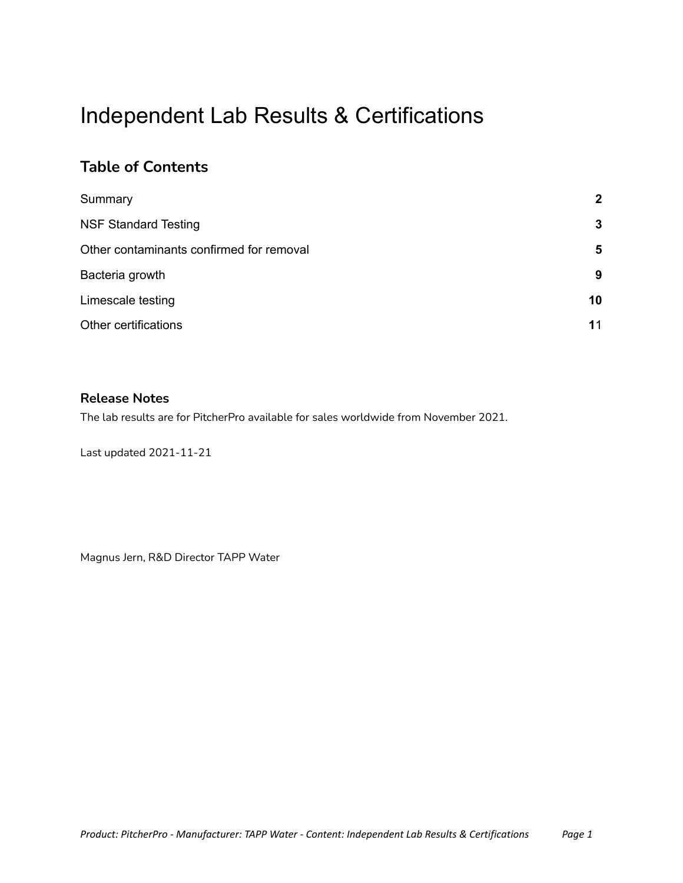# Independent Lab Results & Certifications

## Table of Contents

| | |
|---|---|
| Summary | **2** |
| NSF Standard Testing | **3** |
| Other contaminants confirmed for removal | **5** |
| Bacteria growth | **9** |
| Limescale testing | **10** |
| Other certifications | **1**1 |

### Release Notes

The lab results are for PitcherPro available for sales worldwide from November 2021.

Last updated 2021-11-21

Magnus Jern, R&D Director TAPP Water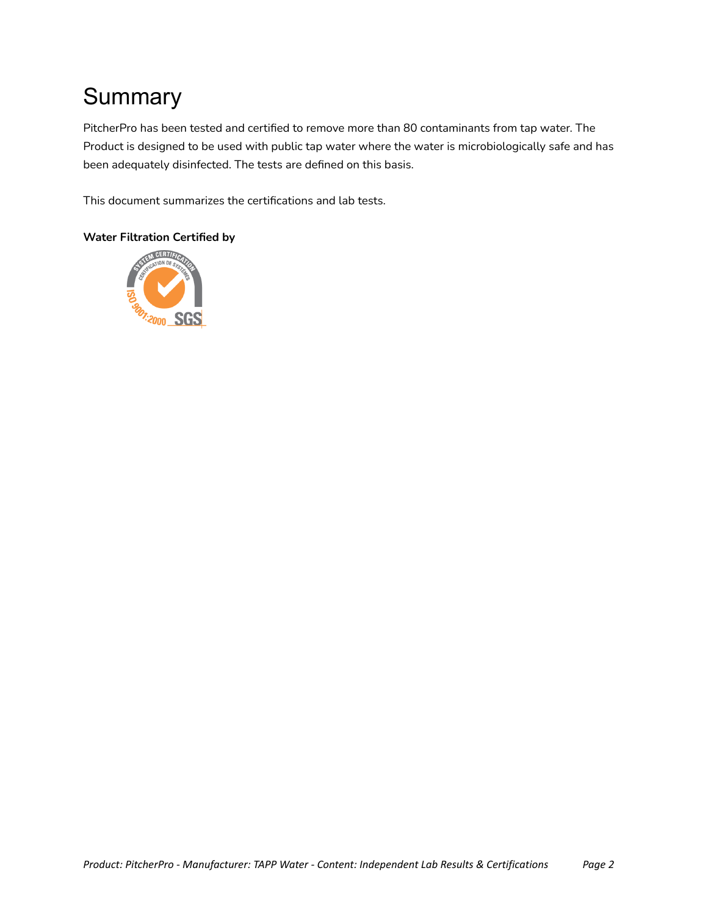# Summary

PitcherPro has been tested and certified to remove more than 80 contaminants from tap water. The Product is designed to be used with public tap water where the water is microbiologically safe and has been adequately disinfected. The tests are defined on this basis.

This document summarizes the certifications and lab tests.

**Water Filtration Certified by**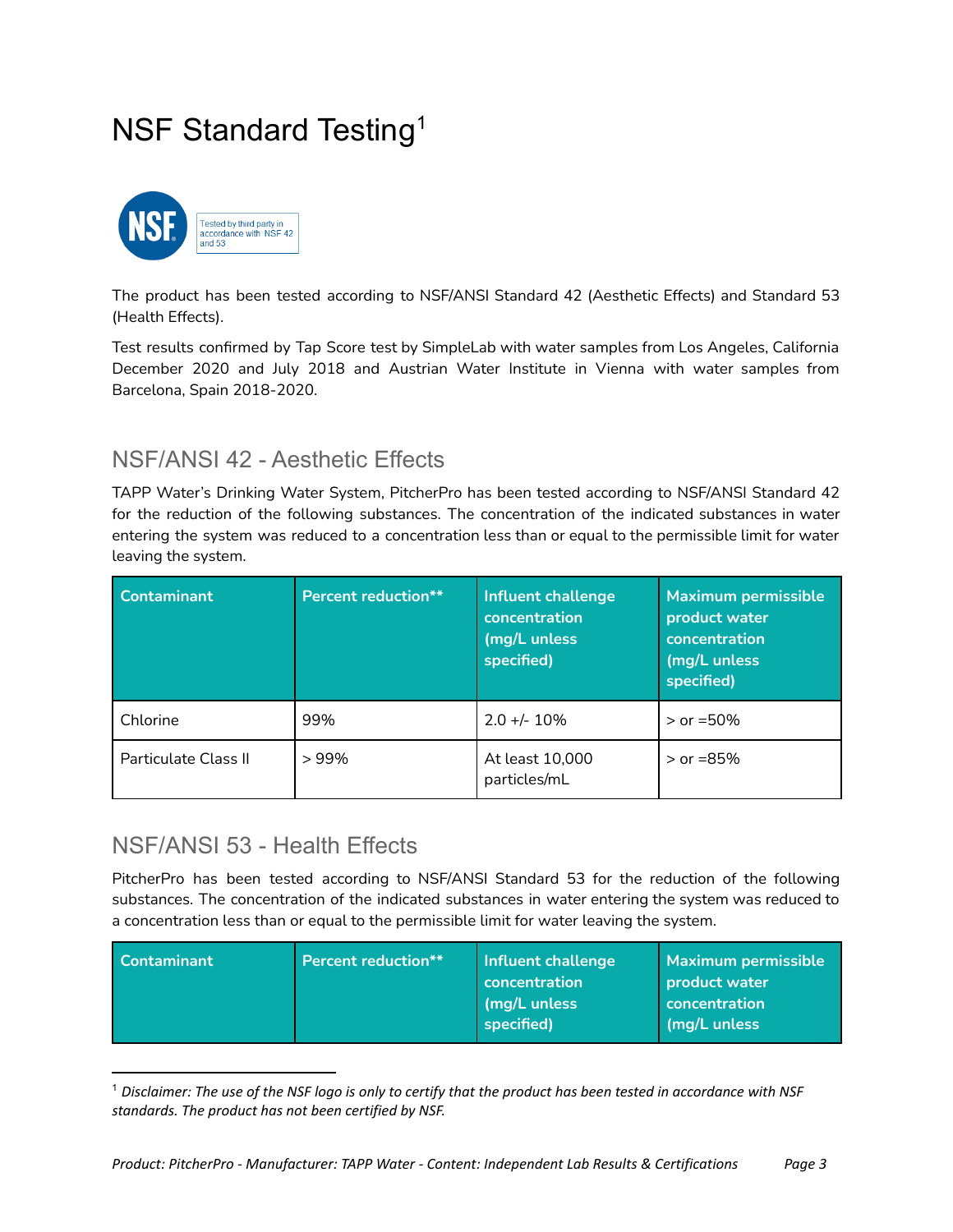# NSF Standard Testing[1]

Tested by third party in accordance with NSF 42 and 53

The product has been tested according to NSF/ANSI Standard 42 (Aesthetic Effects) and Standard 53 (Health Effects).

Test results confirmed by Tap Score test by SimpleLab with water samples from Los Angeles, California December 2020 and July 2018 and Austrian Water Institute in Vienna with water samples from Barcelona, Spain 2018-2020.

## NSF/ANSI 42 - Aesthetic Effects

TAPP Water's Drinking Water System, PitcherPro has been tested according to NSF/ANSI Standard 42 for the reduction of the following substances. The concentration of the indicated substances in water entering the system was reduced to a concentration less than or equal to the permissible limit for water leaving the system.

| Contaminant | Percent reduction** | Influent challenge concentration (mg/L unless specified) | Maximum permissible product water concentration (mg/L unless specified) |
|---|---|---|---|
| Chlorine | 99% | 2.0 +/- 10% | > or =50% |
| Particulate Class II | > 99% | At least 10,000 particles/mL | > or =85% |

## NSF/ANSI 53 - Health Effects

PitcherPro has been tested according to NSF/ANSI Standard 53 for the reduction of the following substances. The concentration of the indicated substances in water entering the system was reduced to a concentration less than or equal to the permissible limit for water leaving the system.

| Contaminant | Percent reduction** | Influent challenge concentration (mg/L unless specified) | Maximum permissible product water concentration (mg/L unless |
|---|---|---|---|

[1] *Disclaimer: The use of the NSF logo is only to certify that the product has been tested in accordance with NSF standards. The product has not been certified by NSF.*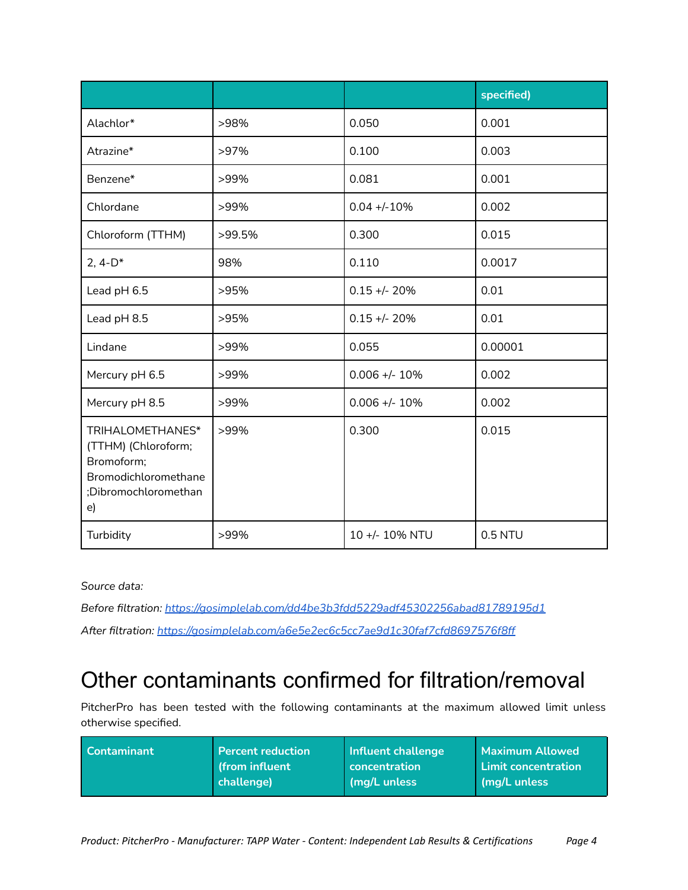| | | | specified) |
|---|---|---|---|
| Alachlor* | >98% | 0.050 | 0.001 |
| Atrazine* | >97% | 0.100 | 0.003 |
| Benzene* | >99% | 0.081 | 0.001 |
| Chlordane | >99% | 0.04 +/-10% | 0.002 |
| Chloroform (TTHM) | >99.5% | 0.300 | 0.015 |
| 2, 4-D* | 98% | 0.110 | 0.0017 |
| Lead pH 6.5 | >95% | 0.15 +/- 20% | 0.01 |
| Lead pH 8.5 | >95% | 0.15 +/- 20% | 0.01 |
| Lindane | >99% | 0.055 | 0.00001 |
| Mercury pH 6.5 | >99% | 0.006 +/- 10% | 0.002 |
| Mercury pH 8.5 | >99% | 0.006 +/- 10% | 0.002 |
| TRIHALOMETHANES* (TTHM) (Chloroform; Bromoform; Bromodichloromethane ;Dibromochloromethane) | >99% | 0.300 | 0.015 |
| Turbidity | >99% | 10 +/- 10% NTU | 0.5 NTU |

*Source data:*

*Before filtration: [https://gosimplelab.com/dd4be3b3fdd5229adf45302256abad81789195d1](https://gosimplelab.com/dd4be3b3fdd5229adf45302256abad81789195d1)*

*After filtration: [https://gosimplelab.com/a6e5e2ec6c5cc7ae9d1c30faf7cfd8697576f8ff](https://gosimplelab.com/a6e5e2ec6c5cc7ae9d1c30faf7cfd8697576f8ff)*

# Other contaminants confirmed for filtration/removal

PitcherPro has been tested with the following contaminants at the maximum allowed limit unless otherwise specified.

| Contaminant | Percent reduction (from influent challenge) | Influent challenge concentration (mg/L unless | Maximum Allowed Limit concentration (mg/L unless |
|---|---|---|---|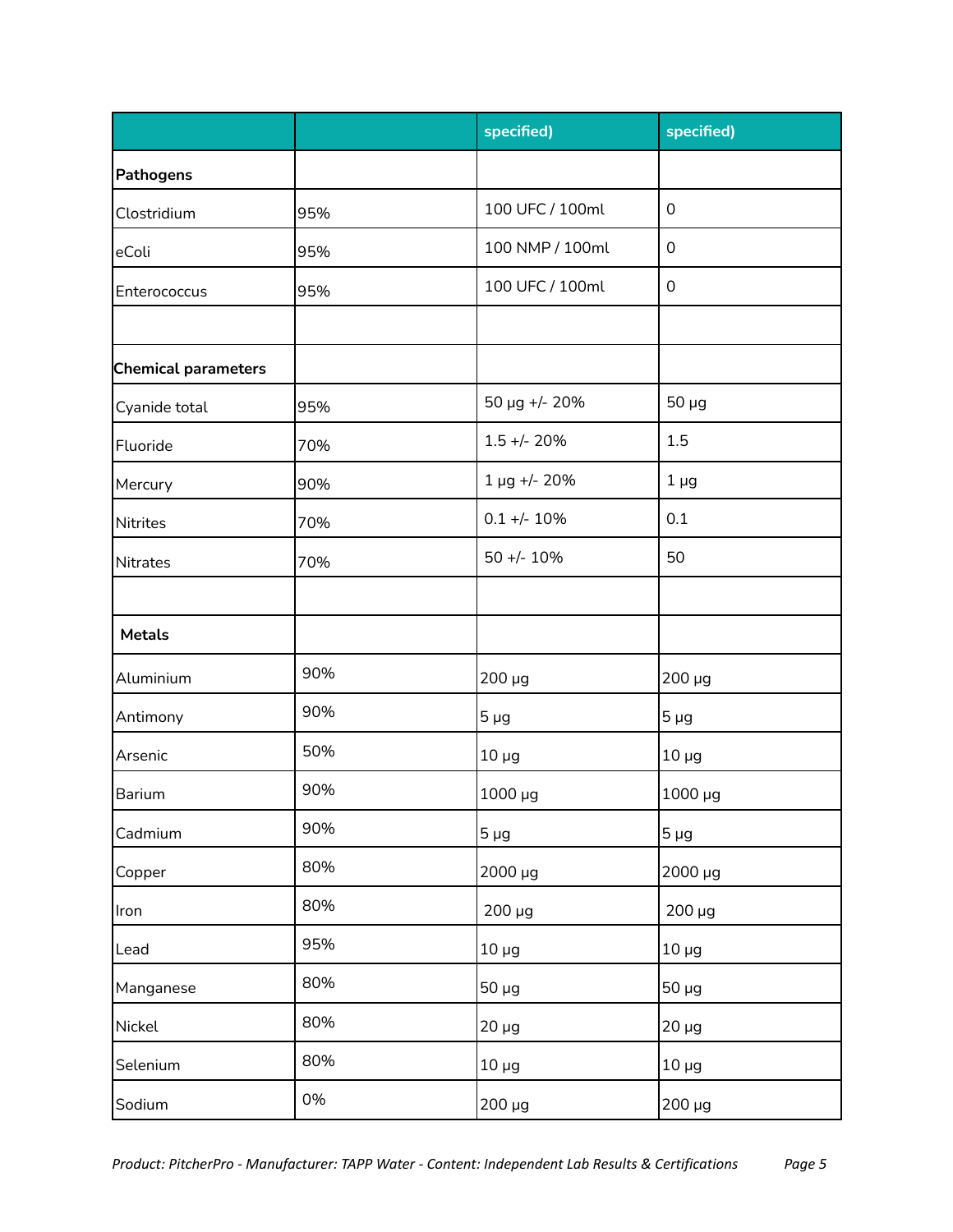| | | specified) | specified) |
|---|---|---|---|
| **Pathogens** | | | |
| Clostridium | 95% | 100 UFC / 100ml | 0 |
| eColi | 95% | 100 NMP / 100ml | 0 |
| Enterococcus | 95% | 100 UFC / 100ml | 0 |
| | | | |
| **Chemical parameters** | | | |
| Cyanide total | 95% | 50 µg +/- 20% | 50 µg |
| Fluoride | 70% | 1.5 +/- 20% | 1.5 |
| Mercury | 90% | 1 µg +/- 20% | 1 µg |
| Nitrites | 70% | 0.1 +/- 10% | 0.1 |
| Nitrates | 70% | 50 +/- 10% | 50 |
| | | | |
| **Metals** | | | |
| Aluminium | 90% | 200 µg | 200 µg |
| Antimony | 90% | 5 µg | 5 µg |
| Arsenic | 50% | 10 µg | 10 µg |
| Barium | 90% | 1000 µg | 1000 µg |
| Cadmium | 90% | 5 µg | 5 µg |
| Copper | 80% | 2000 µg | 2000 µg |
| Iron | 80% | 200 µg | 200 µg |
| Lead | 95% | 10 µg | 10 µg |
| Manganese | 80% | 50 µg | 50 µg |
| Nickel | 80% | 20 µg | 20 µg |
| Selenium | 80% | 10 µg | 10 µg |
| Sodium | 0% | 200 µg | 200 µg |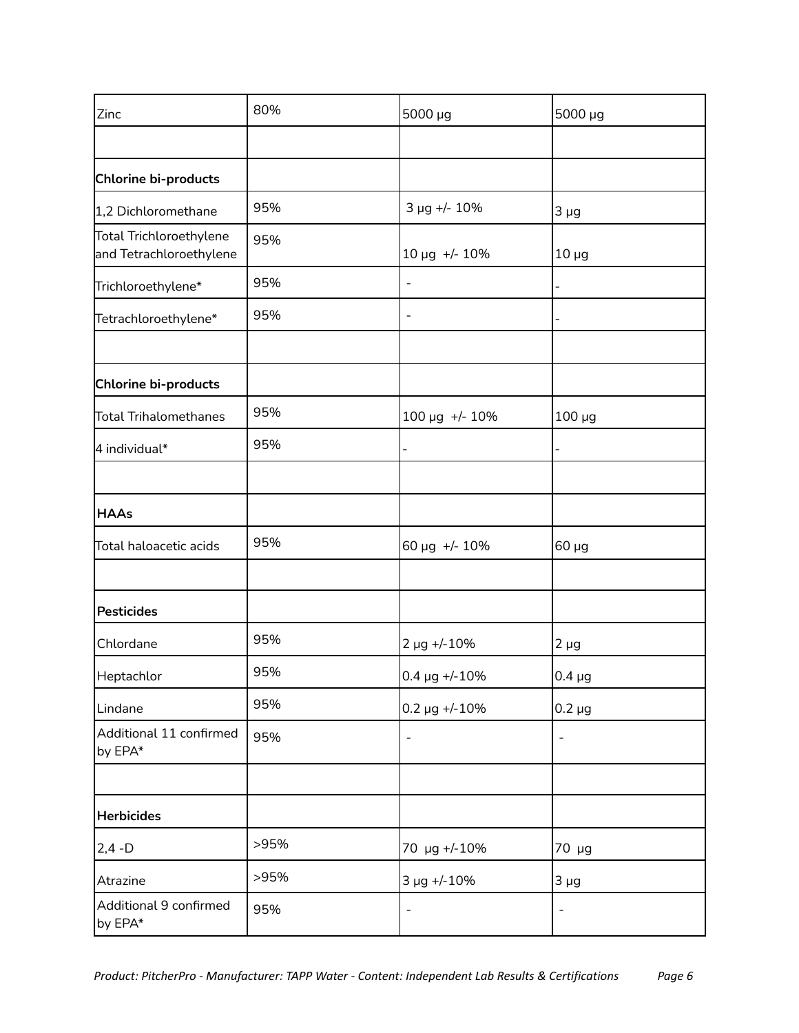| | | | |
|---|---|---|---|
| Zinc | 80% | 5000 µg | 5000 µg |
| | | | |
| **Chlorine bi-products** | | | |
| 1,2 Dichloromethane | 95% | 3 µg +/- 10% | 3 µg |
| Total Trichloroethylene and Tetrachloroethylene | 95% | 10 µg +/- 10% | 10 µg |
| Trichloroethylene* | 95% | - | - |
| Tetrachloroethylene* | 95% | - | - |
| | | | |
| **Chlorine bi-products** | | | |
| Total Trihalomethanes | 95% | 100 µg +/- 10% | 100 µg |
| 4 individual* | 95% | - | - |
| | | | |
| **HAAs** | | | |
| Total haloacetic acids | 95% | 60 µg +/- 10% | 60 µg |
| | | | |
| **Pesticides** | | | |
| Chlordane | 95% | 2 µg +/-10% | 2 µg |
| Heptachlor | 95% | 0.4 µg +/-10% | 0.4 µg |
| Lindane | 95% | 0.2 µg +/-10% | 0.2 µg |
| Additional 11 confirmed by EPA* | 95% | - | - |
| | | | |
| **Herbicides** | | | |
| 2,4 -D | >95% | 70 µg +/-10% | 70 µg |
| Atrazine | >95% | 3 µg +/-10% | 3 µg |
| Additional 9 confirmed by EPA* | 95% | - | - |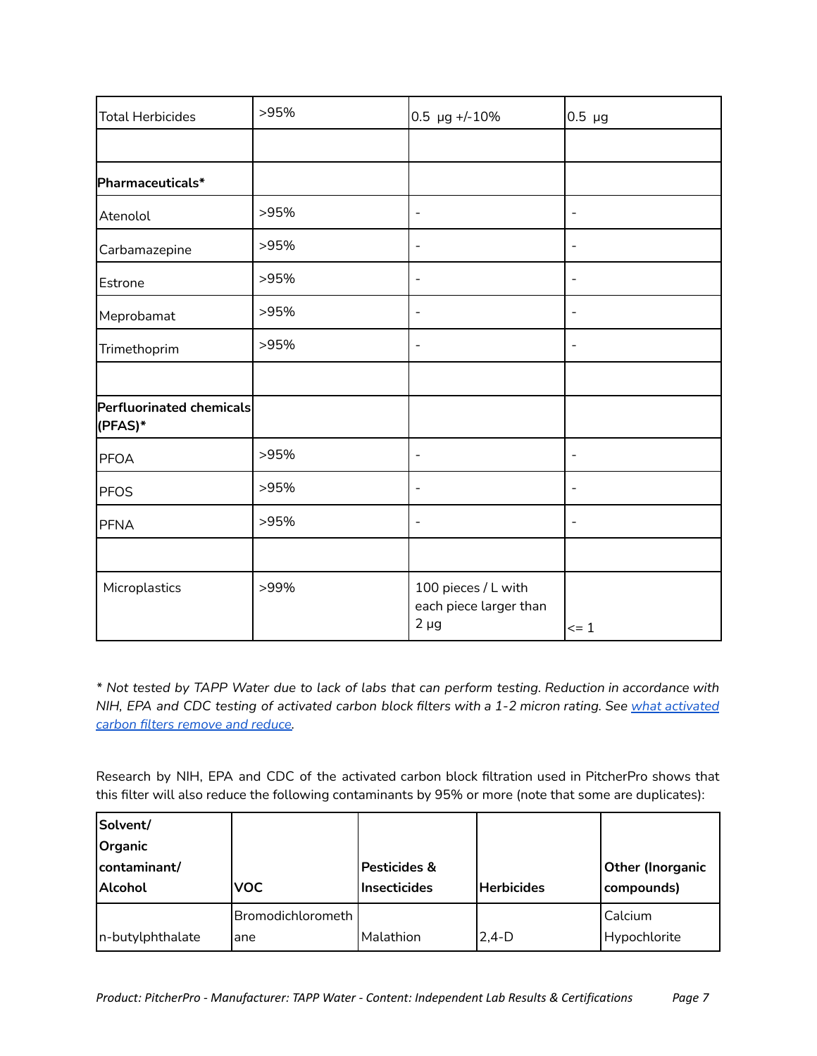| Total Herbicides | >95% | 0.5 µg +/-10% | 0.5 µg |
|---|---|---|---|
| | | | |
| **Pharmaceuticals*** | | | |
| Atenolol | >95% | - | - |
| Carbamazepine | >95% | - | - |
| Estrone | >95% | - | - |
| Meprobamat | >95% | - | - |
| Trimethoprim | >95% | - | - |
| | | | |
| **Perfluorinated chemicals (PFAS)*** | | | |
| PFOA | >95% | - | - |
| PFOS | >95% | - | - |
| PFNA | >95% | - | - |
| | | | |
| Microplastics | >99% | 100 pieces / L with each piece larger than 2 µg | <= 1 |

*\* Not tested by TAPP Water due to lack of labs that can perform testing. Reduction in accordance with NIH, EPA and CDC testing of activated carbon block filters with a 1-2 micron rating. See [what activated carbon filters remove and reduce](what activated carbon filters remove and reduce).*

Research by NIH, EPA and CDC of the activated carbon block filtration used in PitcherPro shows that this filter will also reduce the following contaminants by 95% or more (note that some are duplicates):

| **Solvent/ Organic contaminant/ Alcohol** | **VOC** | **Pesticides & Insecticides** | **Herbicides** | **Other (Inorganic compounds)** |
|---|---|---|---|---|
| n-butylphthalate | Bromodichloromethane | Malathion | 2,4-D | Calcium Hypochlorite |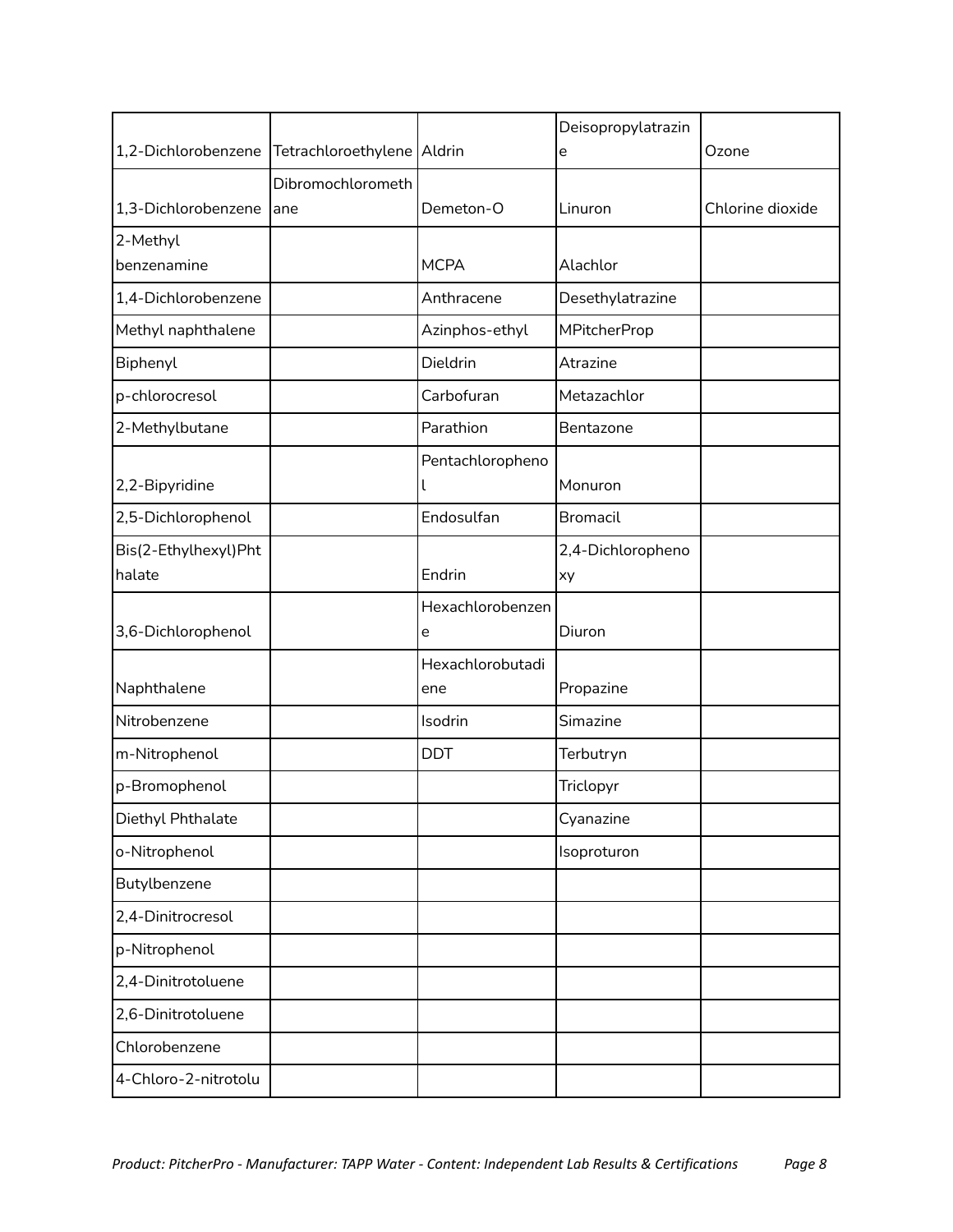| 1,2-Dichlorobenzene | Tetrachloroethylene | Aldrin | Deisopropylatrazine | Ozone |
|---|---|---|---|---|
| 1,3-Dichlorobenzene | Dibromochloromethane | Demeton-O | Linuron | Chlorine dioxide |
| 2-Methyl benzenamine | | MCPA | Alachlor | |
| 1,4-Dichlorobenzene | | Anthracene | Desethylatrazine | |
| Methyl naphthalene | | Azinphos-ethyl | MPitcherProp | |
| Biphenyl | | Dieldrin | Atrazine | |
| p-chlorocresol | | Carbofuran | Metazachlor | |
| 2-Methylbutane | | Parathion | Bentazone | |
| 2,2-Bipyridine | | Pentachlorophenol | Monuron | |
| 2,5-Dichlorophenol | | Endosulfan | Bromacil | |
| Bis(2-Ethylhexyl)Phthalate | | Endrin | 2,4-Dichlorophenoxy | |
| 3,6-Dichlorophenol | | Hexachlorobenzene | Diuron | |
| Naphthalene | | Hexachlorobutadiene | Propazine | |
| Nitrobenzene | | Isodrin | Simazine | |
| m-Nitrophenol | | DDT | Terbutryn | |
| p-Bromophenol | | | Triclopyr | |
| Diethyl Phthalate | | | Cyanazine | |
| o-Nitrophenol | | | Isoproturon | |
| Butylbenzene | | | | |
| 2,4-Dinitrocresol | | | | |
| p-Nitrophenol | | | | |
| 2,4-Dinitrotoluene | | | | |
| 2,6-Dinitrotoluene | | | | |
| Chlorobenzene | | | | |
| 4-Chloro-2-nitrotolu | | | | |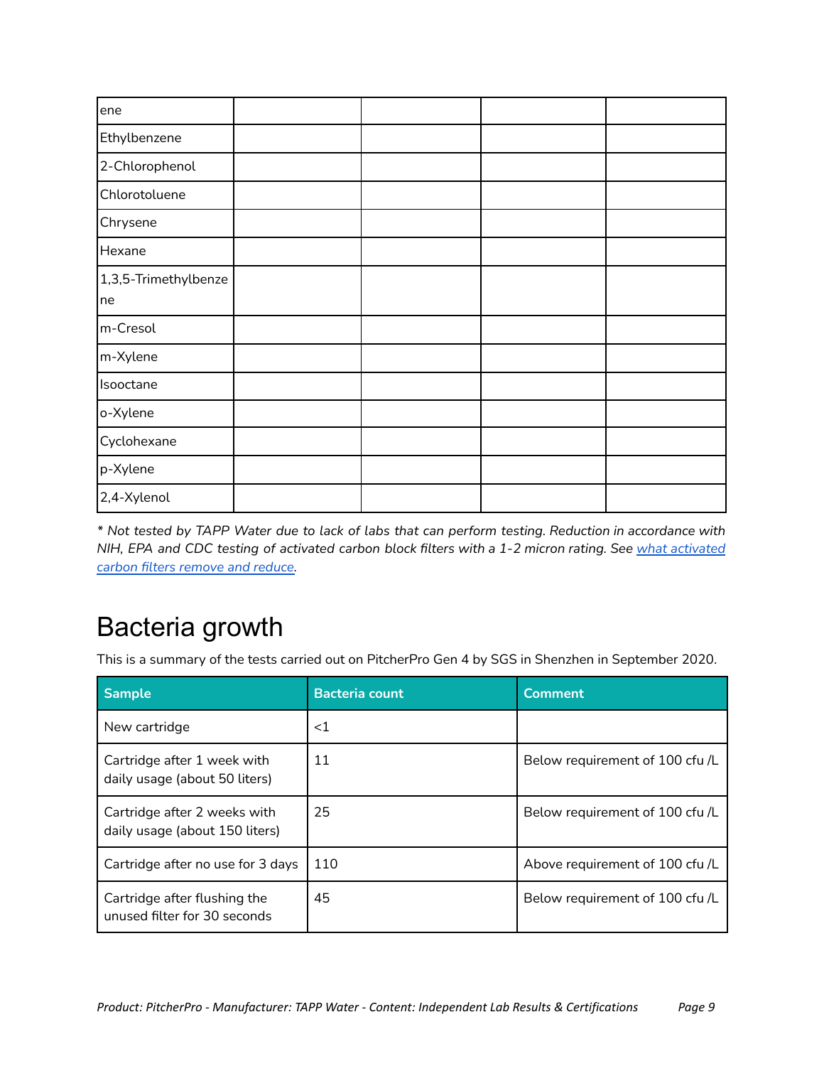| | | | | |
|---|---|---|---|---|
| ene | | | | |
| Ethylbenzene | | | | |
| 2-Chlorophenol | | | | |
| Chlorotoluene | | | | |
| Chrysene | | | | |
| Hexane | | | | |
| 1,3,5-Trimethylbenzene | | | | |
| m-Cresol | | | | |
| m-Xylene | | | | |
| Isooctane | | | | |
| o-Xylene | | | | |
| Cyclohexane | | | | |
| p-Xylene | | | | |
| 2,4-Xylenol | | | | |

*\* Not tested by TAPP Water due to lack of labs that can perform testing. Reduction in accordance with NIH, EPA and CDC testing of activated carbon block filters with a 1-2 micron rating. See [what activated carbon filters remove and reduce](#).*

# Bacteria growth

This is a summary of the tests carried out on PitcherPro Gen 4 by SGS in Shenzhen in September 2020.

| Sample | Bacteria count | Comment |
|---|---|---|
| New cartridge | <1 | |
| Cartridge after 1 week with daily usage (about 50 liters) | 11 | Below requirement of 100 cfu /L |
| Cartridge after 2 weeks with daily usage (about 150 liters) | 25 | Below requirement of 100 cfu /L |
| Cartridge after no use for 3 days | 110 | Above requirement of 100 cfu /L |
| Cartridge after flushing the unused filter for 30 seconds | 45 | Below requirement of 100 cfu /L |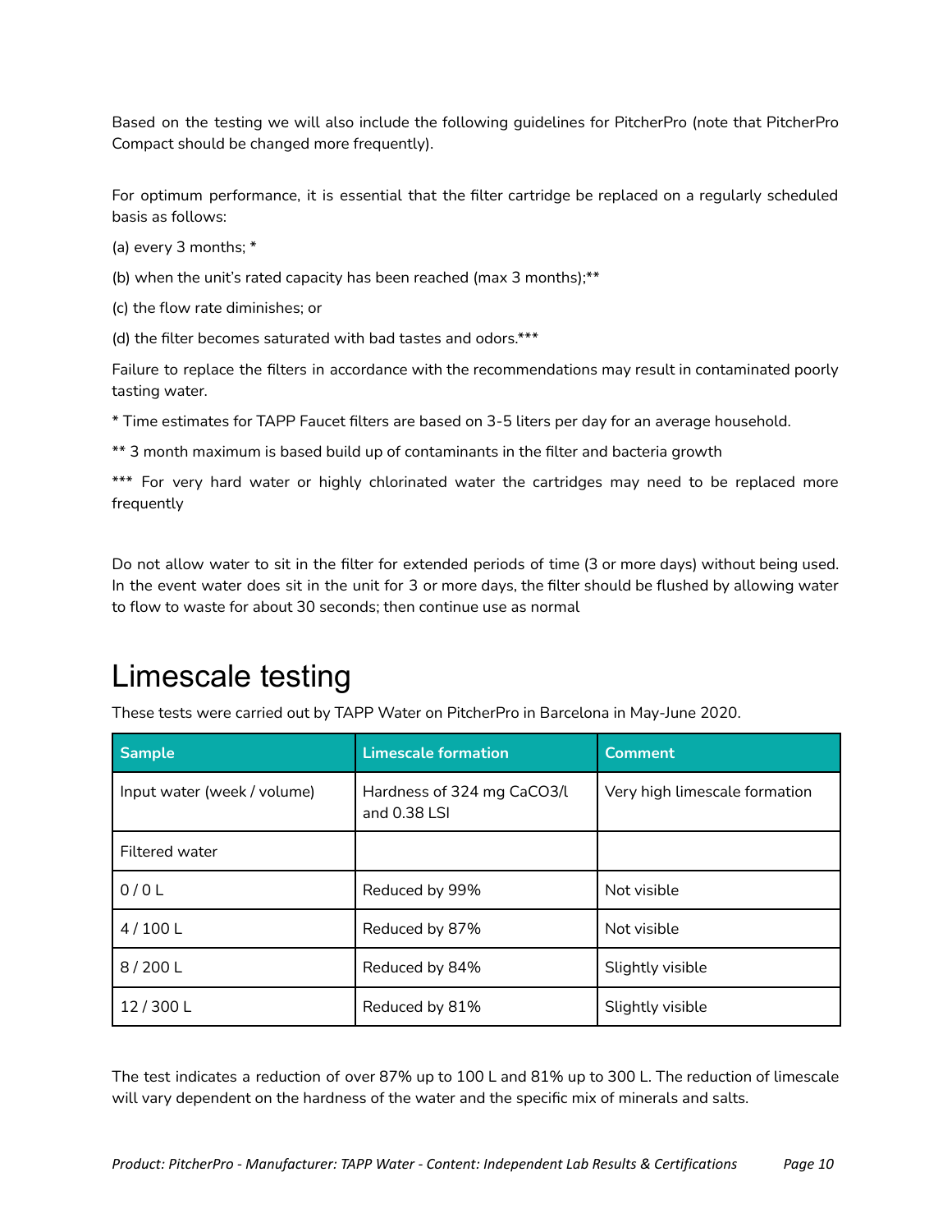Based on the testing we will also include the following guidelines for PitcherPro (note that PitcherPro Compact should be changed more frequently).

For optimum performance, it is essential that the filter cartridge be replaced on a regularly scheduled basis as follows:

(a) every 3 months; *

(b) when the unit's rated capacity has been reached (max 3 months);**

(c) the flow rate diminishes; or

(d) the filter becomes saturated with bad tastes and odors.***

Failure to replace the filters in accordance with the recommendations may result in contaminated poorly tasting water.

* Time estimates for TAPP Faucet filters are based on 3-5 liters per day for an average household.

** 3 month maximum is based build up of contaminants in the filter and bacteria growth

*** For very hard water or highly chlorinated water the cartridges may need to be replaced more frequently

Do not allow water to sit in the filter for extended periods of time (3 or more days) without being used. In the event water does sit in the unit for 3 or more days, the filter should be flushed by allowing water to flow to waste for about 30 seconds; then continue use as normal

# Limescale testing

These tests were carried out by TAPP Water on PitcherPro in Barcelona in May-June 2020.

| Sample | Limescale formation | Comment |
|---|---|---|
| Input water (week / volume) | Hardness of 324 mg $CaCO_3$/l and 0.38 LSI | Very high limescale formation |
| Filtered water | | |
| 0 / 0 L | Reduced by 99% | Not visible |
| 4 / 100 L | Reduced by 87% | Not visible |
| 8 / 200 L | Reduced by 84% | Slightly visible |
| 12 / 300 L | Reduced by 81% | Slightly visible |

The test indicates a reduction of over 87% up to 100 L and 81% up to 300 L. The reduction of limescale will vary dependent on the hardness of the water and the specific mix of minerals and salts.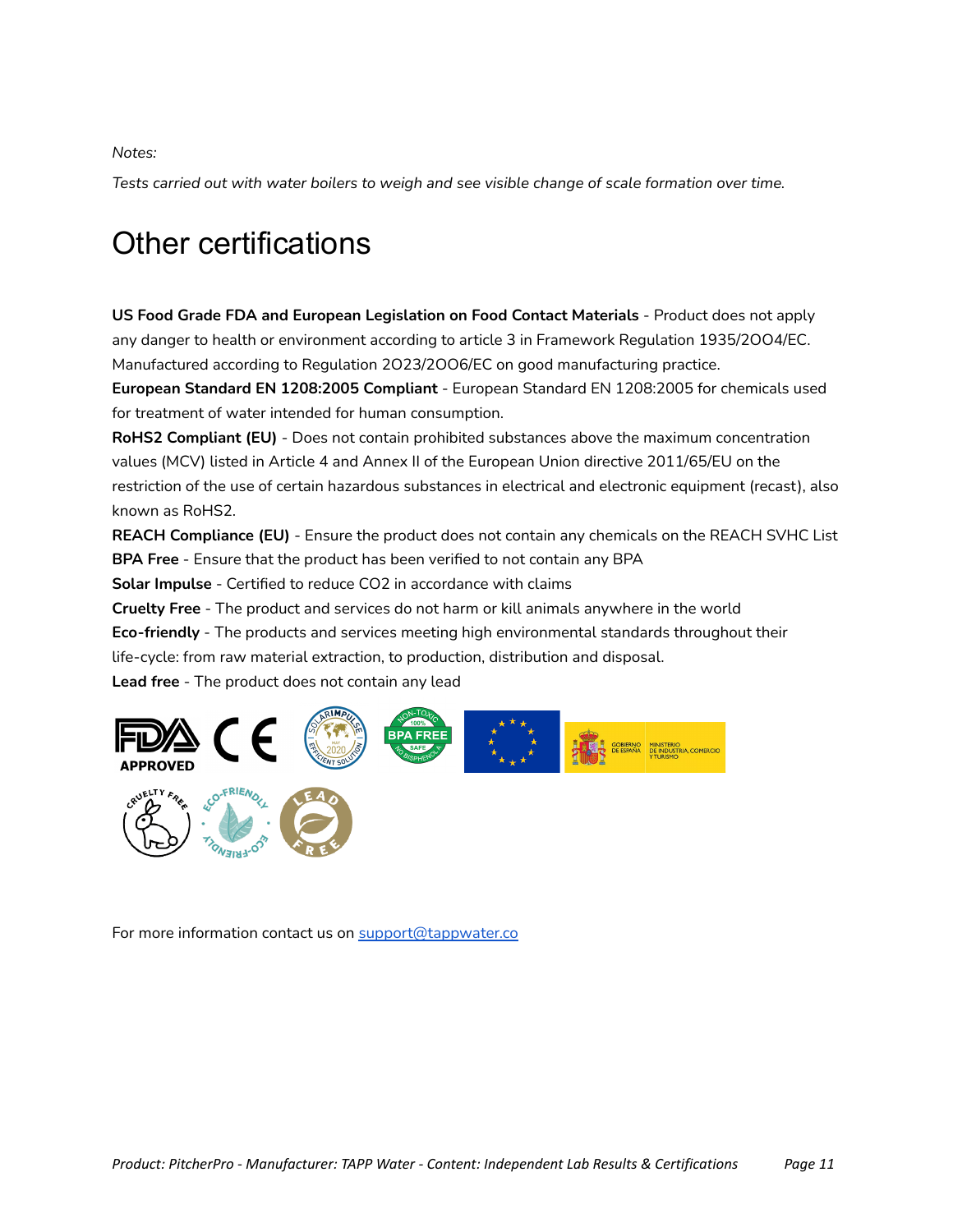*Notes:*

*Tests carried out with water boilers to weigh and see visible change of scale formation over time.*

# Other certifications

**US Food Grade FDA and European Legislation on Food Contact Materials** - Product does not apply any danger to health or environment according to article 3 in Framework Regulation 1935/2OO4/EC. Manufactured according to Regulation 2O23/2OO6/EC on good manufacturing practice.

**European Standard EN 1208:2005 Compliant** - European Standard EN 1208:2005 for chemicals used for treatment of water intended for human consumption.

**RoHS2 Compliant (EU)** - Does not contain prohibited substances above the maximum concentration values (MCV) listed in Article 4 and Annex II of the European Union directive 2011/65/EU on the restriction of the use of certain hazardous substances in electrical and electronic equipment (recast), also known as RoHS2.

**REACH Compliance (EU)** - Ensure the product does not contain any chemicals on the REACH SVHC List

**BPA Free** - Ensure that the product has been verified to not contain any BPA

**Solar Impulse** - Certified to reduce CO2 in accordance with claims

**Cruelty Free** - The product and services do not harm or kill animals anywhere in the world

**Eco-friendly** - The products and services meeting high environmental standards throughout their life-cycle: from raw material extraction, to production, distribution and disposal.

**Lead free** - The product does not contain any lead

For more information contact us on support@tappwater.co